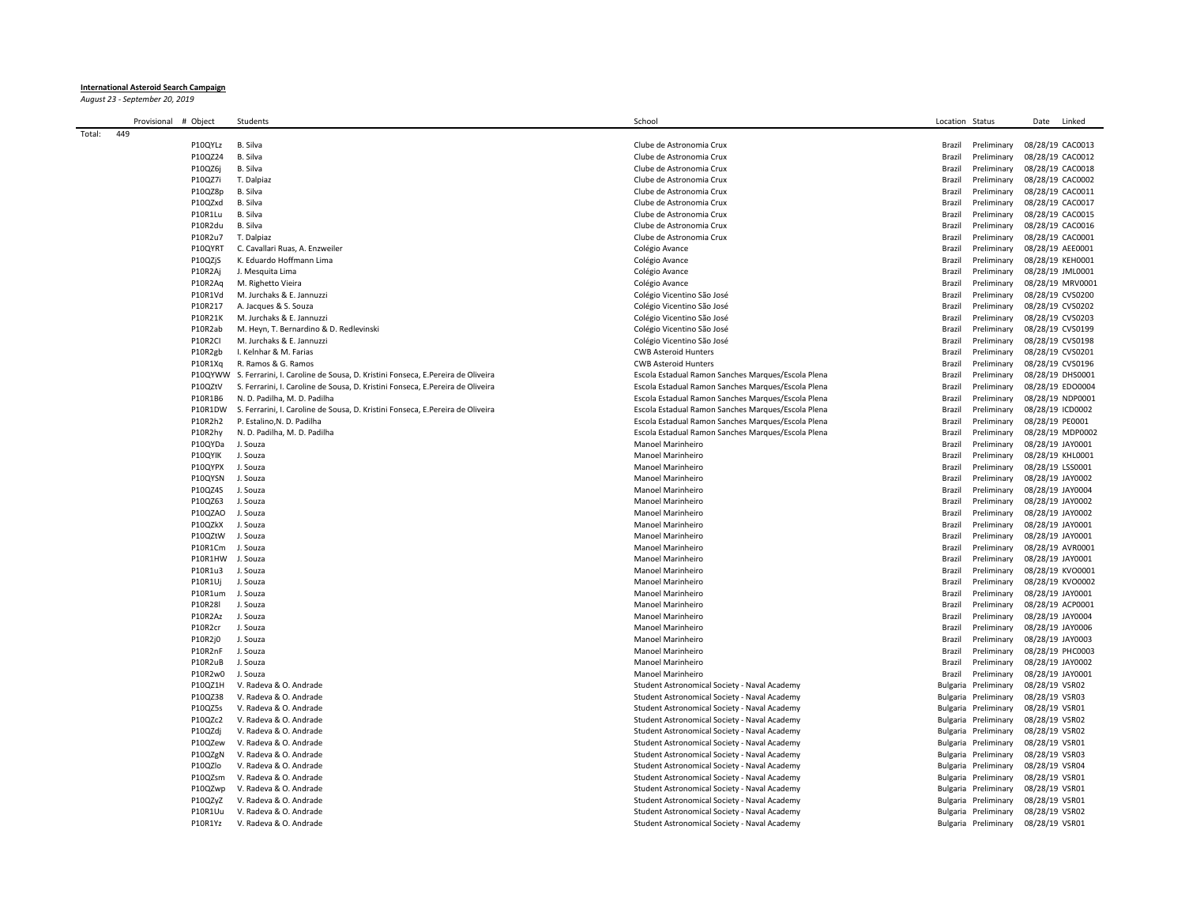**International Asteroid Search Campaign**

*August 23 - September 20, 2019*

| Provisional | # | Object | Students | School | Location | Status | Date | Linked |
|---|---|---|---|---|---|---|---|---|
| Total: | 449 | | | | | | | |
| | | P10QYLz | B. Silva | Clube de Astronomia Crux | Brazil | Preliminary | 08/28/19 | CAC0013 |
| | | P10QZ24 | B. Silva | Clube de Astronomia Crux | Brazil | Preliminary | 08/28/19 | CAC0012 |
| | | P10QZ6j | B. Silva | Clube de Astronomia Crux | Brazil | Preliminary | 08/28/19 | CAC0018 |
| | | P10QZ7i | T. Dalpiaz | Clube de Astronomia Crux | Brazil | Preliminary | 08/28/19 | CAC0002 |
| | | P10QZ8p | B. Silva | Clube de Astronomia Crux | Brazil | Preliminary | 08/28/19 | CAC0011 |
| | | P10QZxd | B. Silva | Clube de Astronomia Crux | Brazil | Preliminary | 08/28/19 | CAC0017 |
| | | P10R1Lu | B. Silva | Clube de Astronomia Crux | Brazil | Preliminary | 08/28/19 | CAC0015 |
| | | P10R2du | B. Silva | Clube de Astronomia Crux | Brazil | Preliminary | 08/28/19 | CAC0016 |
| | | P10R2u7 | T. Dalpiaz | Clube de Astronomia Crux | Brazil | Preliminary | 08/28/19 | CAC0001 |
| | | P10QYRT | C. Cavallari Ruas, A. Enzweiler | Colégio Avance | Brazil | Preliminary | 08/28/19 | AEE0001 |
| | | P10QZjS | K. Eduardo Hoffmann Lima | Colégio Avance | Brazil | Preliminary | 08/28/19 | KEH0001 |
| | | P10R2Aj | J. Mesquita Lima | Colégio Avance | Brazil | Preliminary | 08/28/19 | JML0001 |
| | | P10R2Aq | M. Righetto Vieira | Colégio Avance | Brazil | Preliminary | 08/28/19 | MRV0001 |
| | | P10R1Vd | M. Jurchaks & E. Jannuzzi | Colégio Vicentino São José | Brazil | Preliminary | 08/28/19 | CVS0200 |
| | | P10R217 | A. Jacques & S. Souza | Colégio Vicentino São José | Brazil | Preliminary | 08/28/19 | CVS0202 |
| | | P10R21K | M. Jurchaks & E. Jannuzzi | Colégio Vicentino São José | Brazil | Preliminary | 08/28/19 | CVS0203 |
| | | P10R2ab | M. Heyn, T. Bernardino & D. Redlevinski | Colégio Vicentino São José | Brazil | Preliminary | 08/28/19 | CVS0199 |
| | | P10R2Cl | M. Jurchaks & E. Jannuzzi | Colégio Vicentino São José | Brazil | Preliminary | 08/28/19 | CVS0198 |
| | | P10R2gb | I. Kelnhar & M. Farias | CWB Asteroid Hunters | Brazil | Preliminary | 08/28/19 | CVS0201 |
| | | P10R1Xq | R. Ramos & G. Ramos | CWB Asteroid Hunters | Brazil | Preliminary | 08/28/19 | CVS0196 |
| | | P10QYWW | S. Ferrarini, I. Caroline de Sousa, D. Kristini Fonseca, E.Pereira de Oliveira | Escola Estadual Ramon Sanches Marques/Escola Plena | Brazil | Preliminary | 08/28/19 | DHS0001 |
| | | P10QZtV | S. Ferrarini, I. Caroline de Sousa, D. Kristini Fonseca, E.Pereira de Oliveira | Escola Estadual Ramon Sanches Marques/Escola Plena | Brazil | Preliminary | 08/28/19 | EDO0004 |
| | | P10R1B6 | N. D. Padilha, M. D. Padilha | Escola Estadual Ramon Sanches Marques/Escola Plena | Brazil | Preliminary | 08/28/19 | NDP0001 |
| | | P10R1DW | S. Ferrarini, I. Caroline de Sousa, D. Kristini Fonseca, E.Pereira de Oliveira | Escola Estadual Ramon Sanches Marques/Escola Plena | Brazil | Preliminary | 08/28/19 | ICD0002 |
| | | P10R2h2 | P. Estalino,N. D. Padilha | Escola Estadual Ramon Sanches Marques/Escola Plena | Brazil | Preliminary | 08/28/19 | PE0001 |
| | | P10R2hy | N. D. Padilha, M. D. Padilha | Escola Estadual Ramon Sanches Marques/Escola Plena | Brazil | Preliminary | 08/28/19 | MDP0002 |
| | | P10QYDa | J. Souza | Manoel Marinheiro | Brazil | Preliminary | 08/28/19 | JAY0001 |
| | | P10QYIK | J. Souza | Manoel Marinheiro | Brazil | Preliminary | 08/28/19 | KHL0001 |
| | | P10QYPX | J. Souza | Manoel Marinheiro | Brazil | Preliminary | 08/28/19 | LSS0001 |
| | | P10QYSN | J. Souza | Manoel Marinheiro | Brazil | Preliminary | 08/28/19 | JAY0002 |
| | | P10QZ4S | J. Souza | Manoel Marinheiro | Brazil | Preliminary | 08/28/19 | JAY0004 |
| | | P10QZ63 | J. Souza | Manoel Marinheiro | Brazil | Preliminary | 08/28/19 | JAY0002 |
| | | P10QZAO | J. Souza | Manoel Marinheiro | Brazil | Preliminary | 08/28/19 | JAY0002 |
| | | P10QZkX | J. Souza | Manoel Marinheiro | Brazil | Preliminary | 08/28/19 | JAY0001 |
| | | P10QZtW | J. Souza | Manoel Marinheiro | Brazil | Preliminary | 08/28/19 | JAY0001 |
| | | P10R1Cm | J. Souza | Manoel Marinheiro | Brazil | Preliminary | 08/28/19 | AVR0001 |
| | | P10R1HW | J. Souza | Manoel Marinheiro | Brazil | Preliminary | 08/28/19 | JAY0001 |
| | | P10R1u3 | J. Souza | Manoel Marinheiro | Brazil | Preliminary | 08/28/19 | KVO0001 |
| | | P10R1Uj | J. Souza | Manoel Marinheiro | Brazil | Preliminary | 08/28/19 | KVO0002 |
| | | P10R1um | J. Souza | Manoel Marinheiro | Brazil | Preliminary | 08/28/19 | JAY0001 |
| | | P10R28l | J. Souza | Manoel Marinheiro | Brazil | Preliminary | 08/28/19 | ACP0001 |
| | | P10R2Az | J. Souza | Manoel Marinheiro | Brazil | Preliminary | 08/28/19 | JAY0004 |
| | | P10R2cr | J. Souza | Manoel Marinheiro | Brazil | Preliminary | 08/28/19 | JAY0006 |
| | | P10R2j0 | J. Souza | Manoel Marinheiro | Brazil | Preliminary | 08/28/19 | JAY0003 |
| | | P10R2nF | J. Souza | Manoel Marinheiro | Brazil | Preliminary | 08/28/19 | PHC0003 |
| | | P10R2uB | J. Souza | Manoel Marinheiro | Brazil | Preliminary | 08/28/19 | JAY0002 |
| | | P10R2w0 | J. Souza | Manoel Marinheiro | Brazil | Preliminary | 08/28/19 | JAY0001 |
| | | P10QZ1H | V. Radeva & O. Andrade | Student Astronomical Society - Naval Academy | Bulgaria | Preliminary | 08/28/19 | VSR02 |
| | | P10QZ38 | V. Radeva & O. Andrade | Student Astronomical Society - Naval Academy | Bulgaria | Preliminary | 08/28/19 | VSR03 |
| | | P10QZ5s | V. Radeva & O. Andrade | Student Astronomical Society - Naval Academy | Bulgaria | Preliminary | 08/28/19 | VSR01 |
| | | P10QZc2 | V. Radeva & O. Andrade | Student Astronomical Society - Naval Academy | Bulgaria | Preliminary | 08/28/19 | VSR02 |
| | | P10QZdj | V. Radeva & O. Andrade | Student Astronomical Society - Naval Academy | Bulgaria | Preliminary | 08/28/19 | VSR02 |
| | | P10QZew | V. Radeva & O. Andrade | Student Astronomical Society - Naval Academy | Bulgaria | Preliminary | 08/28/19 | VSR01 |
| | | P10QZgN | V. Radeva & O. Andrade | Student Astronomical Society - Naval Academy | Bulgaria | Preliminary | 08/28/19 | VSR03 |
| | | P10QZlo | V. Radeva & O. Andrade | Student Astronomical Society - Naval Academy | Bulgaria | Preliminary | 08/28/19 | VSR04 |
| | | P10QZsm | V. Radeva & O. Andrade | Student Astronomical Society - Naval Academy | Bulgaria | Preliminary | 08/28/19 | VSR01 |
| | | P10QZwp | V. Radeva & O. Andrade | Student Astronomical Society - Naval Academy | Bulgaria | Preliminary | 08/28/19 | VSR01 |
| | | P10QZyZ | V. Radeva & O. Andrade | Student Astronomical Society - Naval Academy | Bulgaria | Preliminary | 08/28/19 | VSR01 |
| | | P10R1Uu | V. Radeva & O. Andrade | Student Astronomical Society - Naval Academy | Bulgaria | Preliminary | 08/28/19 | VSR02 |
| | | P10R1Yz | V. Radeva & O. Andrade | Student Astronomical Society - Naval Academy | Bulgaria | Preliminary | 08/28/19 | VSR01 |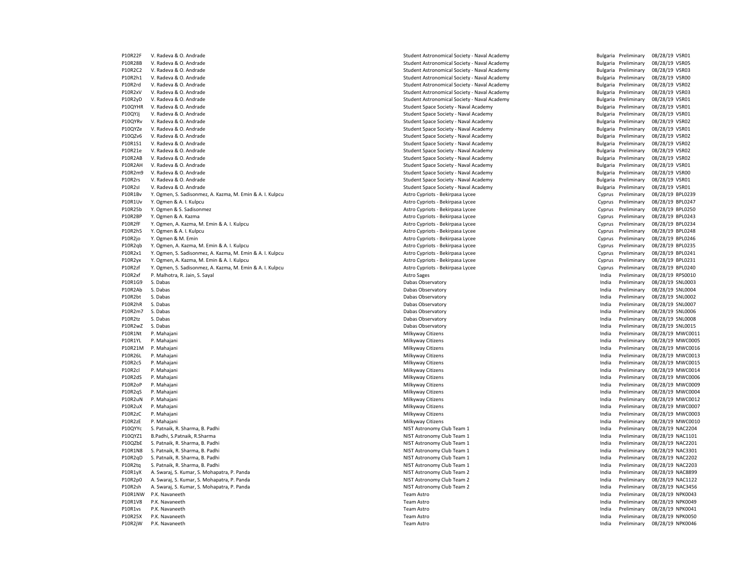| | | | | | | |
|---|---|---|---|---|---|---|
| P10R22F | V. Radeva & O. Andrade | Student Astronomical Society - Naval Academy | Bulgaria | Preliminary | 08/28/19 | VSR01 |
| P10R28B | V. Radeva & O. Andrade | Student Astronomical Society - Naval Academy | Bulgaria | Preliminary | 08/28/19 | VSR05 |
| P10R2C2 | V. Radeva & O. Andrade | Student Astronomical Society - Naval Academy | Bulgaria | Preliminary | 08/28/19 | VSR03 |
| P10R2h1 | V. Radeva & O. Andrade | Student Astronomical Society - Naval Academy | Bulgaria | Preliminary | 08/28/19 | VSR00 |
| P10R2rd | V. Radeva & O. Andrade | Student Astronomical Society - Naval Academy | Bulgaria | Preliminary | 08/28/19 | VSR02 |
| P10R2xV | V. Radeva & O. Andrade | Student Astronomical Society - Naval Academy | Bulgaria | Preliminary | 08/28/19 | VSR03 |
| P10R2yD | V. Radeva & O. Andrade | Student Astronomical Society - Naval Academy | Bulgaria | Preliminary | 08/28/19 | VSR01 |
| P10QYHR | V. Radeva & O. Andrade | Student Space Society - Naval Academy | Bulgaria | Preliminary | 08/28/19 | VSR01 |
| P10QYJj | V. Radeva & O. Andrade | Student Space Society - Naval Academy | Bulgaria | Preliminary | 08/28/19 | VSR01 |
| P10QYRv | V. Radeva & O. Andrade | Student Space Society - Naval Academy | Bulgaria | Preliminary | 08/28/19 | VSR02 |
| P10QYZe | V. Radeva & O. Andrade | Student Space Society - Naval Academy | Bulgaria | Preliminary | 08/28/19 | VSR01 |
| P10QZv6 | V. Radeva & O. Andrade | Student Space Society - Naval Academy | Bulgaria | Preliminary | 08/28/19 | VSR02 |
| P10R1S1 | V. Radeva & O. Andrade | Student Space Society - Naval Academy | Bulgaria | Preliminary | 08/28/19 | VSR02 |
| P10R21e | V. Radeva & O. Andrade | Student Space Society - Naval Academy | Bulgaria | Preliminary | 08/28/19 | VSR02 |
| P10R2AB | V. Radeva & O. Andrade | Student Space Society - Naval Academy | Bulgaria | Preliminary | 08/28/19 | VSR02 |
| P10R2AH | V. Radeva & O. Andrade | Student Space Society - Naval Academy | Bulgaria | Preliminary | 08/28/19 | VSR01 |
| P10R2m9 | V. Radeva & O. Andrade | Student Space Society - Naval Academy | Bulgaria | Preliminary | 08/28/19 | VSR00 |
| P10R2rs | V. Radeva & O. Andrade | Student Space Society - Naval Academy | Bulgaria | Preliminary | 08/28/19 | VSR01 |
| P10R2sI | V. Radeva & O. Andrade | Student Space Society - Naval Academy | Bulgaria | Preliminary | 08/28/19 | VSR01 |
| P10R1Bv | Y. Ogmen, S. Sadisonmez, A. Kazma, M. Emin & A. I. Kulpcu | Astro Cypriots - Bekirpasa Lycee | Cyprus | Preliminary | 08/28/19 | BPL0239 |
| P10R1Uv | Y. Ogmen & A. I. Kulpcu | Astro Cypriots - Bekirpasa Lycee | Cyprus | Preliminary | 08/28/19 | BPL0247 |
| P10R25b | Y. Ogmen & S. Sadisonmez | Astro Cypriots - Bekirpasa Lycee | Cyprus | Preliminary | 08/28/19 | BPL0250 |
| P10R2BP | Y. Ogmen & A. Kazma | Astro Cypriots - Bekirpasa Lycee | Cyprus | Preliminary | 08/28/19 | BPL0243 |
| P10R2fF | Y. Ogmen, A. Kazma, M. Emin & A. I. Kulpcu | Astro Cypriots - Bekirpasa Lycee | Cyprus | Preliminary | 08/28/19 | BPL0234 |
| P10R2h5 | Y. Ogmen & A. I. Kulpcu | Astro Cypriots - Bekirpasa Lycee | Cyprus | Preliminary | 08/28/19 | BPL0248 |
| P10R2jo | Y. Ogmen & M. Emin | Astro Cypriots - Bekirpasa Lycee | Cyprus | Preliminary | 08/28/19 | BPL0246 |
| P10R2qb | Y. Ogmen, A. Kazma, M. Emin & A. I. Kulpcu | Astro Cypriots - Bekirpasa Lycee | Cyprus | Preliminary | 08/28/19 | BPL0235 |
| P10R2x1 | Y. Ogmen, S. Sadisonmez, A. Kazma, M. Emin & A. I. Kulpcu | Astro Cypriots - Bekirpasa Lycee | Cyprus | Preliminary | 08/28/19 | BPL0241 |
| P10R2yx | Y. Ogmen, A. Kazma, M. Emin & A. I. Kulpcu | Astro Cypriots - Bekirpasa Lycee | Cyprus | Preliminary | 08/28/19 | BPL0231 |
| P10R2zf | Y. Ogmen, S. Sadisonmez, A. Kazma, M. Emin & A. I. Kulpcu | Astro Cypriots - Bekirpasa Lycee | Cyprus | Preliminary | 08/28/19 | BPL0240 |
| P10R2xf | P. Malhotra, R. Jain, S. Sayal | Astro Sages | India | Preliminary | 08/28/19 | RPS0010 |
| P10R1G9 | S. Dabas | Dabas Observatory | India | Preliminary | 08/28/19 | SNL0003 |
| P10R2Ab | S. Dabas | Dabas Observatory | India | Preliminary | 08/28/19 | SNL0004 |
| P10R2bt | S. Dabas | Dabas Observatory | India | Preliminary | 08/28/19 | SNL0002 |
| P10R2hR | S. Dabas | Dabas Observatory | India | Preliminary | 08/28/19 | SNL0007 |
| P10R2m7 | S. Dabas | Dabas Observatory | India | Preliminary | 08/28/19 | SNL0006 |
| P10R2tz | S. Dabas | Dabas Observatory | India | Preliminary | 08/28/19 | SNL0008 |
| P10R2wZ | S. Dabas | Dabas Observatory | India | Preliminary | 08/28/19 | SNL0015 |
| P10R1Nt | P. Mahajani | Milkyway Citizens | India | Preliminary | 08/28/19 | MWC0011 |
| P10R1YL | P. Mahajani | Milkyway Citizens | India | Preliminary | 08/28/19 | MWC0005 |
| P10R21M | P. Mahajani | Milkyway Citizens | India | Preliminary | 08/28/19 | MWC0016 |
| P10R26L | P. Mahajani | Milkyway Citizens | India | Preliminary | 08/28/19 | MWC0013 |
| P10R2c5 | P. Mahajani | Milkyway Citizens | India | Preliminary | 08/28/19 | MWC0015 |
| P10R2cl | P. Mahajani | Milkyway Citizens | India | Preliminary | 08/28/19 | MWC0014 |
| P10R2dS | P. Mahajani | Milkyway Citizens | India | Preliminary | 08/28/19 | MWC0006 |
| P10R2oP | P. Mahajani | Milkyway Citizens | India | Preliminary | 08/28/19 | MWC0009 |
| P10R2qS | P. Mahajani | Milkyway Citizens | India | Preliminary | 08/28/19 | MWC0004 |
| P10R2uN | P. Mahajani | Milkyway Citizens | India | Preliminary | 08/28/19 | MWC0012 |
| P10R2uX | P. Mahajani | Milkyway Citizens | India | Preliminary | 08/28/19 | MWC0007 |
| P10R2zC | P. Mahajani | Milkyway Citizens | India | Preliminary | 08/28/19 | MWC0003 |
| P10R2zE | P. Mahajani | Milkyway Citizens | India | Preliminary | 08/28/19 | MWC0010 |
| P10QYYc | S. Patnaik, R. Sharma, B. Padhi | NIST Astronomy Club Team 1 | India | Preliminary | 08/28/19 | NAC2204 |
| P10QYZ1 | B.Padhi, S.Patnaik, R.Sharma | NIST Astronomy Club Team 1 | India | Preliminary | 08/28/19 | NAC1101 |
| P10QZbE | S. Patnaik, R. Sharma, B. Padhi | NIST Astronomy Club Team 1 | India | Preliminary | 08/28/19 | NAC2201 |
| P10R1N8 | S. Patnaik, R. Sharma, B. Padhi | NIST Astronomy Club Team 1 | India | Preliminary | 08/28/19 | NAC3301 |
| P10R2qD | S. Patnaik, R. Sharma, B. Padhi | NIST Astronomy Club Team 1 | India | Preliminary | 08/28/19 | NAC2202 |
| P10R2tq | S. Patnaik, R. Sharma, B. Padhi | NIST Astronomy Club Team 1 | India | Preliminary | 08/28/19 | NAC2203 |
| P10R1yX | A. Swaraj, S. Kumar, S. Mohapatra, P. Panda | NIST Astronomy Club Team 2 | India | Preliminary | 08/28/19 | NAC8899 |
| P10R2p0 | A. Swaraj, S. Kumar, S. Mohapatra, P. Panda | NIST Astronomy Club Team 2 | India | Preliminary | 08/28/19 | NAC1122 |
| P10R2sh | A. Swaraj, S. Kumar, S. Mohapatra, P. Panda | NIST Astronomy Club Team 2 | India | Preliminary | 08/28/19 | NAC3456 |
| P10R1NW | P.K. Navaneeth | Team Astro | India | Preliminary | 08/28/19 | NPK0043 |
| P10R1V8 | P.K. Navaneeth | Team Astro | India | Preliminary | 08/28/19 | NPK0049 |
| P10R1vs | P.K. Navaneeth | Team Astro | India | Preliminary | 08/28/19 | NPK0041 |
| P10R25X | P.K. Navaneeth | Team Astro | India | Preliminary | 08/28/19 | NPK0050 |
| P10R2jW | P.K. Navaneeth | Team Astro | India | Preliminary | 08/28/19 | NPK0046 |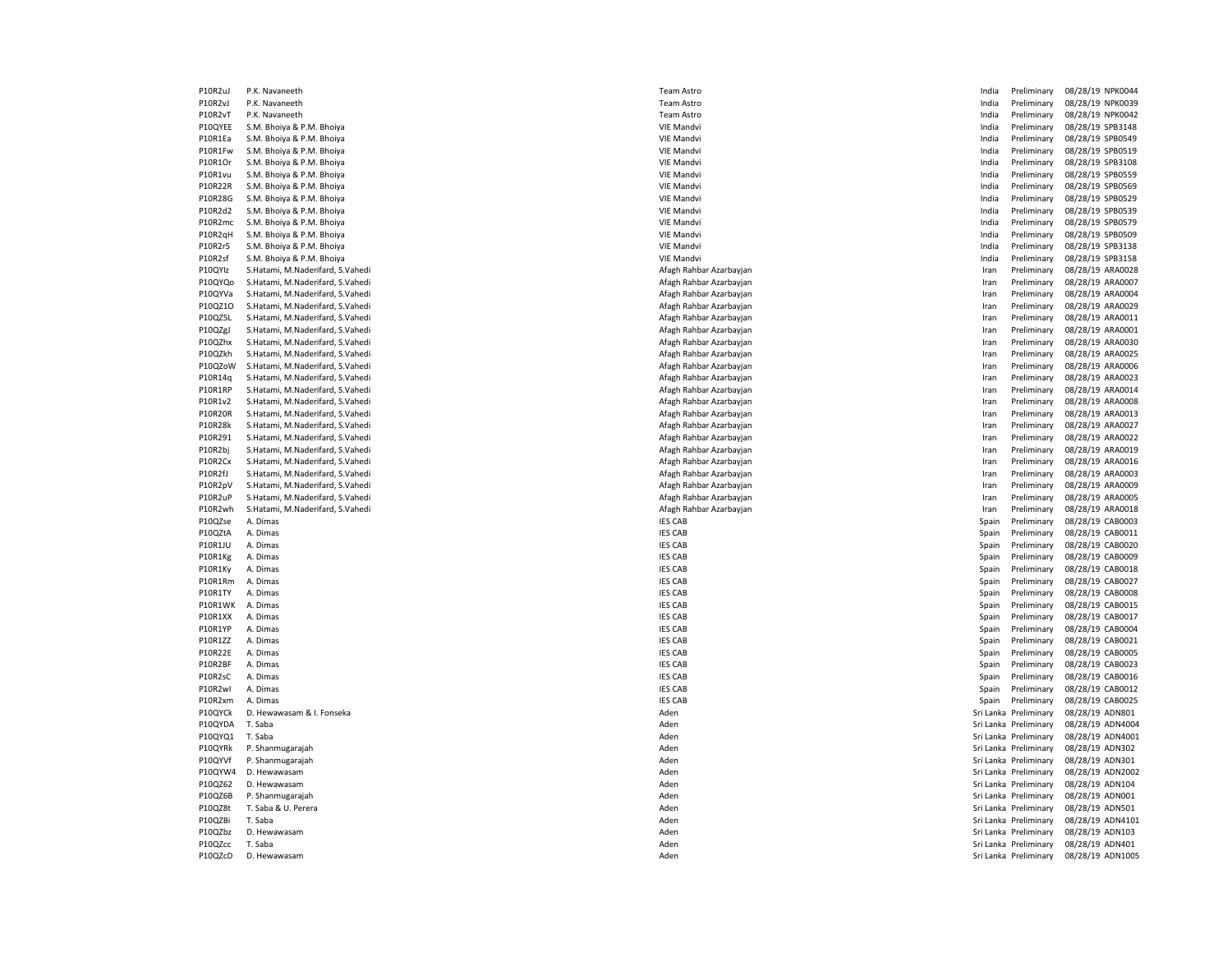| | | | | | | |
|---|---|---|---|---|---|---|
| P10R2uJ | P.K. Navaneeth | Team Astro | India | Preliminary | 08/28/19 | NPK0044 |
| P10R2vJ | P.K. Navaneeth | Team Astro | India | Preliminary | 08/28/19 | NPK0039 |
| P10R2vT | P.K. Navaneeth | Team Astro | India | Preliminary | 08/28/19 | NPK0042 |
| P10QYEE | S.M. Bhoiya & P.M. Bhoiya | VIE Mandvi | India | Preliminary | 08/28/19 | SPB3148 |
| P10R1Ea | S.M. Bhoiya & P.M. Bhoiya | VIE Mandvi | India | Preliminary | 08/28/19 | SPB0549 |
| P10R1Fw | S.M. Bhoiya & P.M. Bhoiya | VIE Mandvi | India | Preliminary | 08/28/19 | SPB0519 |
| P10R1Or | S.M. Bhoiya & P.M. Bhoiya | VIE Mandvi | India | Preliminary | 08/28/19 | SPB3108 |
| P10R1vu | S.M. Bhoiya & P.M. Bhoiya | VIE Mandvi | India | Preliminary | 08/28/19 | SPB0559 |
| P10R22R | S.M. Bhoiya & P.M. Bhoiya | VIE Mandvi | India | Preliminary | 08/28/19 | SPB0569 |
| P10R28G | S.M. Bhoiya & P.M. Bhoiya | VIE Mandvi | India | Preliminary | 08/28/19 | SPB0529 |
| P10R2d2 | S.M. Bhoiya & P.M. Bhoiya | VIE Mandvi | India | Preliminary | 08/28/19 | SPB0539 |
| P10R2mc | S.M. Bhoiya & P.M. Bhoiya | VIE Mandvi | India | Preliminary | 08/28/19 | SPB0579 |
| P10R2qH | S.M. Bhoiya & P.M. Bhoiya | VIE Mandvi | India | Preliminary | 08/28/19 | SPB0509 |
| P10R2r5 | S.M. Bhoiya & P.M. Bhoiya | VIE Mandvi | India | Preliminary | 08/28/19 | SPB3138 |
| P10R2sf | S.M. Bhoiya & P.M. Bhoiya | VIE Mandvi | India | Preliminary | 08/28/19 | SPB3158 |
| P10QYIz | S.Hatami, M.Naderifard, S.Vahedi | Afagh Rahbar Azarbayjan | Iran | Preliminary | 08/28/19 | ARA0028 |
| P10QYQo | S.Hatami, M.Naderifard, S.Vahedi | Afagh Rahbar Azarbayjan | Iran | Preliminary | 08/28/19 | ARA0007 |
| P10QYVa | S.Hatami, M.Naderifard, S.Vahedi | Afagh Rahbar Azarbayjan | Iran | Preliminary | 08/28/19 | ARA0004 |
| P10QZ1O | S.Hatami, M.Naderifard, S.Vahedi | Afagh Rahbar Azarbayjan | Iran | Preliminary | 08/28/19 | ARA0029 |
| P10QZ5L | S.Hatami, M.Naderifard, S.Vahedi | Afagh Rahbar Azarbayjan | Iran | Preliminary | 08/28/19 | ARA0011 |
| P10QZgJ | S.Hatami, M.Naderifard, S.Vahedi | Afagh Rahbar Azarbayjan | Iran | Preliminary | 08/28/19 | ARA0001 |
| P10QZhx | S.Hatami, M.Naderifard, S.Vahedi | Afagh Rahbar Azarbayjan | Iran | Preliminary | 08/28/19 | ARA0030 |
| P10QZkh | S.Hatami, M.Naderifard, S.Vahedi | Afagh Rahbar Azarbayjan | Iran | Preliminary | 08/28/19 | ARA0025 |
| P10QZoW | S.Hatami, M.Naderifard, S.Vahedi | Afagh Rahbar Azarbayjan | Iran | Preliminary | 08/28/19 | ARA0006 |
| P10R14q | S.Hatami, M.Naderifard, S.Vahedi | Afagh Rahbar Azarbayjan | Iran | Preliminary | 08/28/19 | ARA0023 |
| P10R1RP | S.Hatami, M.Naderifard, S.Vahedi | Afagh Rahbar Azarbayjan | Iran | Preliminary | 08/28/19 | ARA0014 |
| P10R1v2 | S.Hatami, M.Naderifard, S.Vahedi | Afagh Rahbar Azarbayjan | Iran | Preliminary | 08/28/19 | ARA0008 |
| P10R20R | S.Hatami, M.Naderifard, S.Vahedi | Afagh Rahbar Azarbayjan | Iran | Preliminary | 08/28/19 | ARA0013 |
| P10R28k | S.Hatami, M.Naderifard, S.Vahedi | Afagh Rahbar Azarbayjan | Iran | Preliminary | 08/28/19 | ARA0027 |
| P10R291 | S.Hatami, M.Naderifard, S.Vahedi | Afagh Rahbar Azarbayjan | Iran | Preliminary | 08/28/19 | ARA0022 |
| P10R2bj | S.Hatami, M.Naderifard, S.Vahedi | Afagh Rahbar Azarbayjan | Iran | Preliminary | 08/28/19 | ARA0019 |
| P10R2Cx | S.Hatami, M.Naderifard, S.Vahedi | Afagh Rahbar Azarbayjan | Iran | Preliminary | 08/28/19 | ARA0016 |
| P10R2fJ | S.Hatami, M.Naderifard, S.Vahedi | Afagh Rahbar Azarbayjan | Iran | Preliminary | 08/28/19 | ARA0003 |
| P10R2pV | S.Hatami, M.Naderifard, S.Vahedi | Afagh Rahbar Azarbayjan | Iran | Preliminary | 08/28/19 | ARA0009 |
| P10R2uP | S.Hatami, M.Naderifard, S.Vahedi | Afagh Rahbar Azarbayjan | Iran | Preliminary | 08/28/19 | ARA0005 |
| P10R2wh | S.Hatami, M.Naderifard, S.Vahedi | Afagh Rahbar Azarbayjan | Iran | Preliminary | 08/28/19 | ARA0018 |
| P10QZse | A. Dimas | IES CAB | Spain | Preliminary | 08/28/19 | CAB0003 |
| P10QZtA | A. Dimas | IES CAB | Spain | Preliminary | 08/28/19 | CAB0011 |
| P10R1JU | A. Dimas | IES CAB | Spain | Preliminary | 08/28/19 | CAB0020 |
| P10R1Kg | A. Dimas | IES CAB | Spain | Preliminary | 08/28/19 | CAB0009 |
| P10R1Ky | A. Dimas | IES CAB | Spain | Preliminary | 08/28/19 | CAB0018 |
| P10R1Rm | A. Dimas | IES CAB | Spain | Preliminary | 08/28/19 | CAB0027 |
| P10R1TY | A. Dimas | IES CAB | Spain | Preliminary | 08/28/19 | CAB0008 |
| P10R1WK | A. Dimas | IES CAB | Spain | Preliminary | 08/28/19 | CAB0015 |
| P10R1XX | A. Dimas | IES CAB | Spain | Preliminary | 08/28/19 | CAB0017 |
| P10R1YP | A. Dimas | IES CAB | Spain | Preliminary | 08/28/19 | CAB0004 |
| P10R1ZZ | A. Dimas | IES CAB | Spain | Preliminary | 08/28/19 | CAB0021 |
| P10R22E | A. Dimas | IES CAB | Spain | Preliminary | 08/28/19 | CAB0005 |
| P10R2BF | A. Dimas | IES CAB | Spain | Preliminary | 08/28/19 | CAB0023 |
| P10R2sC | A. Dimas | IES CAB | Spain | Preliminary | 08/28/19 | CAB0016 |
| P10R2wl | A. Dimas | IES CAB | Spain | Preliminary | 08/28/19 | CAB0012 |
| P10R2xm | A. Dimas | IES CAB | Spain | Preliminary | 08/28/19 | CAB0025 |
| P10QYCk | D. Hewawasam & I. Fonseka | Aden | Sri Lanka | Preliminary | 08/28/19 | ADN801 |
| P10QYDA | T. Saba | Aden | Sri Lanka | Preliminary | 08/28/19 | ADN4004 |
| P10QYQ1 | T. Saba | Aden | Sri Lanka | Preliminary | 08/28/19 | ADN4001 |
| P10QYRk | P. Shanmugarajah | Aden | Sri Lanka | Preliminary | 08/28/19 | ADN302 |
| P10QYVf | P. Shanmugarajah | Aden | Sri Lanka | Preliminary | 08/28/19 | ADN301 |
| P10QYW4 | D. Hewawasam | Aden | Sri Lanka | Preliminary | 08/28/19 | ADN2002 |
| P10QZ62 | D. Hewawasam | Aden | Sri Lanka | Preliminary | 08/28/19 | ADN104 |
| P10QZ6B | P. Shanmugarajah | Aden | Sri Lanka | Preliminary | 08/28/19 | ADN001 |
| P10QZ8t | T. Saba & U. Perera | Aden | Sri Lanka | Preliminary | 08/28/19 | ADN501 |
| P10QZBi | T. Saba | Aden | Sri Lanka | Preliminary | 08/28/19 | ADN4101 |
| P10QZbz | D. Hewawasam | Aden | Sri Lanka | Preliminary | 08/28/19 | ADN103 |
| P10QZcc | T. Saba | Aden | Sri Lanka | Preliminary | 08/28/19 | ADN401 |
| P10QZcD | D. Hewawasam | Aden | Sri Lanka | Preliminary | 08/28/19 | ADN1005 |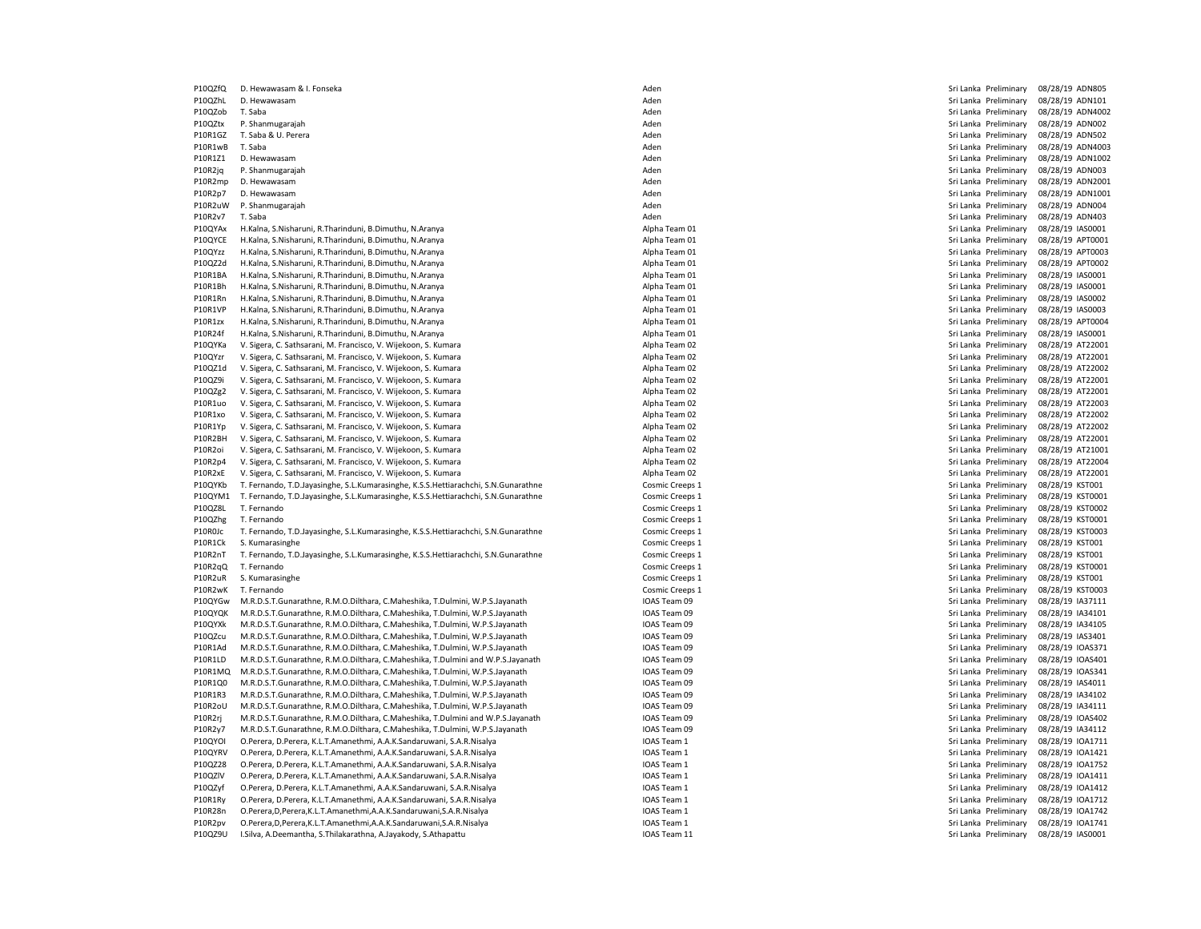| | | | | | | |
|---|---|---|---|---|---|---|
| P10QZfQ | D. Hewawasam & I. Fonseka | Aden | Sri Lanka | Preliminary | 08/28/19 | ADN805 |
| P10QZhL | D. Hewawasam | Aden | Sri Lanka | Preliminary | 08/28/19 | ADN101 |
| P10QZob | T. Saba | Aden | Sri Lanka | Preliminary | 08/28/19 | ADN4002 |
| P10QZtx | P. Shanmugarajah | Aden | Sri Lanka | Preliminary | 08/28/19 | ADN002 |
| P10R1GZ | T. Saba & U. Perera | Aden | Sri Lanka | Preliminary | 08/28/19 | ADN502 |
| P10R1wB | T. Saba | Aden | Sri Lanka | Preliminary | 08/28/19 | ADN4003 |
| P10R1Z1 | D. Hewawasam | Aden | Sri Lanka | Preliminary | 08/28/19 | ADN1002 |
| P10R2jq | P. Shanmugarajah | Aden | Sri Lanka | Preliminary | 08/28/19 | ADN003 |
| P10R2mp | D. Hewawasam | Aden | Sri Lanka | Preliminary | 08/28/19 | ADN2001 |
| P10R2p7 | D. Hewawasam | Aden | Sri Lanka | Preliminary | 08/28/19 | ADN1001 |
| P10R2uW | P. Shanmugarajah | Aden | Sri Lanka | Preliminary | 08/28/19 | ADN004 |
| P10R2v7 | T. Saba | Aden | Sri Lanka | Preliminary | 08/28/19 | ADN403 |
| P10QYAx | H.Kalna, S.Nisharuni, R.Tharinduni, B.Dimuthu, N.Aranya | Alpha Team 01 | Sri Lanka | Preliminary | 08/28/19 | IAS0001 |
| P10QYCE | H.Kalna, S.Nisharuni, R.Tharinduni, B.Dimuthu, N.Aranya | Alpha Team 01 | Sri Lanka | Preliminary | 08/28/19 | APT0001 |
| P10QYzz | H.Kalna, S.Nisharuni, R.Tharinduni, B.Dimuthu, N.Aranya | Alpha Team 01 | Sri Lanka | Preliminary | 08/28/19 | APT0003 |
| P10QZ2d | H.Kalna, S.Nisharuni, R.Tharinduni, B.Dimuthu, N.Aranya | Alpha Team 01 | Sri Lanka | Preliminary | 08/28/19 | APT0002 |
| P10R1BA | H.Kalna, S.Nisharuni, R.Tharinduni, B.Dimuthu, N.Aranya | Alpha Team 01 | Sri Lanka | Preliminary | 08/28/19 | IAS0001 |
| P10R1Bh | H.Kalna, S.Nisharuni, R.Tharinduni, B.Dimuthu, N.Aranya | Alpha Team 01 | Sri Lanka | Preliminary | 08/28/19 | IAS0001 |
| P10R1Rn | H.Kalna, S.Nisharuni, R.Tharinduni, B.Dimuthu, N.Aranya | Alpha Team 01 | Sri Lanka | Preliminary | 08/28/19 | IAS0002 |
| P10R1VP | H.Kalna, S.Nisharuni, R.Tharinduni, B.Dimuthu, N.Aranya | Alpha Team 01 | Sri Lanka | Preliminary | 08/28/19 | IAS0003 |
| P10R1zx | H.Kalna, S.Nisharuni, R.Tharinduni, B.Dimuthu, N.Aranya | Alpha Team 01 | Sri Lanka | Preliminary | 08/28/19 | APT0004 |
| P10R24f | H.Kalna, S.Nisharuni, R.Tharinduni, B.Dimuthu, N.Aranya | Alpha Team 01 | Sri Lanka | Preliminary | 08/28/19 | IAS0001 |
| P10QYKa | V. Sigera, C. Sathsarani, M. Francisco, V. Wijekoon, S. Kumara | Alpha Team 02 | Sri Lanka | Preliminary | 08/28/19 | AT22001 |
| P10QYzr | V. Sigera, C. Sathsarani, M. Francisco, V. Wijekoon, S. Kumara | Alpha Team 02 | Sri Lanka | Preliminary | 08/28/19 | AT22001 |
| P10QZ1d | V. Sigera, C. Sathsarani, M. Francisco, V. Wijekoon, S. Kumara | Alpha Team 02 | Sri Lanka | Preliminary | 08/28/19 | AT22002 |
| P10QZ9i | V. Sigera, C. Sathsarani, M. Francisco, V. Wijekoon, S. Kumara | Alpha Team 02 | Sri Lanka | Preliminary | 08/28/19 | AT22001 |
| P10QZg2 | V. Sigera, C. Sathsarani, M. Francisco, V. Wijekoon, S. Kumara | Alpha Team 02 | Sri Lanka | Preliminary | 08/28/19 | AT22001 |
| P10R1uo | V. Sigera, C. Sathsarani, M. Francisco, V. Wijekoon, S. Kumara | Alpha Team 02 | Sri Lanka | Preliminary | 08/28/19 | AT22003 |
| P10R1xo | V. Sigera, C. Sathsarani, M. Francisco, V. Wijekoon, S. Kumara | Alpha Team 02 | Sri Lanka | Preliminary | 08/28/19 | AT22002 |
| P10R1Yp | V. Sigera, C. Sathsarani, M. Francisco, V. Wijekoon, S. Kumara | Alpha Team 02 | Sri Lanka | Preliminary | 08/28/19 | AT22002 |
| P10R2BH | V. Sigera, C. Sathsarani, M. Francisco, V. Wijekoon, S. Kumara | Alpha Team 02 | Sri Lanka | Preliminary | 08/28/19 | AT22001 |
| P10R2oi | V. Sigera, C. Sathsarani, M. Francisco, V. Wijekoon, S. Kumara | Alpha Team 02 | Sri Lanka | Preliminary | 08/28/19 | AT21001 |
| P10R2p4 | V. Sigera, C. Sathsarani, M. Francisco, V. Wijekoon, S. Kumara | Alpha Team 02 | Sri Lanka | Preliminary | 08/28/19 | AT22004 |
| P10R2xE | V. Sigera, C. Sathsarani, M. Francisco, V. Wijekoon, S. Kumara | Alpha Team 02 | Sri Lanka | Preliminary | 08/28/19 | AT22001 |
| P10QYKb | T. Fernando, T.D.Jayasinghe, S.L.Kumarasinghe, K.S.S.Hettiarachchi, S.N.Gunarathne | Cosmic Creeps 1 | Sri Lanka | Preliminary | 08/28/19 | KST001 |
| P10QYM1 | T. Fernando, T.D.Jayasinghe, S.L.Kumarasinghe, K.S.S.Hettiarachchi, S.N.Gunarathne | Cosmic Creeps 1 | Sri Lanka | Preliminary | 08/28/19 | KST0001 |
| P10QZ8L | T. Fernando | Cosmic Creeps 1 | Sri Lanka | Preliminary | 08/28/19 | KST0002 |
| P10QZhg | T. Fernando | Cosmic Creeps 1 | Sri Lanka | Preliminary | 08/28/19 | KST0001 |
| P10R0Jc | T. Fernando, T.D.Jayasinghe, S.L.Kumarasinghe, K.S.S.Hettiarachchi, S.N.Gunarathne | Cosmic Creeps 1 | Sri Lanka | Preliminary | 08/28/19 | KST0003 |
| P10R1Ck | S. Kumarasinghe | Cosmic Creeps 1 | Sri Lanka | Preliminary | 08/28/19 | KST001 |
| P10R2nT | T. Fernando, T.D.Jayasinghe, S.L.Kumarasinghe, K.S.S.Hettiarachchi, S.N.Gunarathne | Cosmic Creeps 1 | Sri Lanka | Preliminary | 08/28/19 | KST001 |
| P10R2qQ | T. Fernando | Cosmic Creeps 1 | Sri Lanka | Preliminary | 08/28/19 | KST0001 |
| P10R2uR | S. Kumarasinghe | Cosmic Creeps 1 | Sri Lanka | Preliminary | 08/28/19 | KST001 |
| P10R2wK | T. Fernando | Cosmic Creeps 1 | Sri Lanka | Preliminary | 08/28/19 | KST0003 |
| P10QYGw | M.R.D.S.T.Gunarathne, R.M.O.Dilthara, C.Maheshika, T.Dulmini, W.P.S.Jayanath | IOAS Team 09 | Sri Lanka | Preliminary | 08/28/19 | IA37111 |
| P10QYQK | M.R.D.S.T.Gunarathne, R.M.O.Dilthara, C.Maheshika, T.Dulmini, W.P.S.Jayanath | IOAS Team 09 | Sri Lanka | Preliminary | 08/28/19 | IA34101 |
| P10QYXk | M.R.D.S.T.Gunarathne, R.M.O.Dilthara, C.Maheshika, T.Dulmini, W.P.S.Jayanath | IOAS Team 09 | Sri Lanka | Preliminary | 08/28/19 | IA34105 |
| P10QZcu | M.R.D.S.T.Gunarathne, R.M.O.Dilthara, C.Maheshika, T.Dulmini, W.P.S.Jayanath | IOAS Team 09 | Sri Lanka | Preliminary | 08/28/19 | IAS3401 |
| P10R1Ad | M.R.D.S.T.Gunarathne, R.M.O.Dilthara, C.Maheshika, T.Dulmini, W.P.S.Jayanath | IOAS Team 09 | Sri Lanka | Preliminary | 08/28/19 | IOAS371 |
| P10R1LD | M.R.D.S.T.Gunarathne, R.M.O.Dilthara, C.Maheshika, T.Dulmini and W.P.S.Jayanath | IOAS Team 09 | Sri Lanka | Preliminary | 08/28/19 | IOAS401 |
| P10R1MQ | M.R.D.S.T.Gunarathne, R.M.O.Dilthara, C.Maheshika, T.Dulmini, W.P.S.Jayanath | IOAS Team 09 | Sri Lanka | Preliminary | 08/28/19 | IOAS341 |
| P10R1Q0 | M.R.D.S.T.Gunarathne, R.M.O.Dilthara, C.Maheshika, T.Dulmini, W.P.S.Jayanath | IOAS Team 09 | Sri Lanka | Preliminary | 08/28/19 | IAS4011 |
| P10R1R3 | M.R.D.S.T.Gunarathne, R.M.O.Dilthara, C.Maheshika, T.Dulmini, W.P.S.Jayanath | IOAS Team 09 | Sri Lanka | Preliminary | 08/28/19 | IA34102 |
| P10R2oU | M.R.D.S.T.Gunarathne, R.M.O.Dilthara, C.Maheshika, T.Dulmini, W.P.S.Jayanath | IOAS Team 09 | Sri Lanka | Preliminary | 08/28/19 | IA34111 |
| P10R2rj | M.R.D.S.T.Gunarathne, R.M.O.Dilthara, C.Maheshika, T.Dulmini and W.P.S.Jayanath | IOAS Team 09 | Sri Lanka | Preliminary | 08/28/19 | IOAS402 |
| P10R2y7 | M.R.D.S.T.Gunarathne, R.M.O.Dilthara, C.Maheshika, T.Dulmini, W.P.S.Jayanath | IOAS Team 09 | Sri Lanka | Preliminary | 08/28/19 | IA34112 |
| P10QYOI | O.Perera, D.Perera, K.L.T.Amanethmi, A.A.K.Sandaruwani, S.A.R.Nisalya | IOAS Team 1 | Sri Lanka | Preliminary | 08/28/19 | IOA1711 |
| P10QYRV | O.Perera, D.Perera, K.L.T.Amanethmi, A.A.K.Sandaruwani, S.A.R.Nisalya | IOAS Team 1 | Sri Lanka | Preliminary | 08/28/19 | IOA1421 |
| P10QZ28 | O.Perera, D.Perera, K.L.T.Amanethmi, A.A.K.Sandaruwani, S.A.R.Nisalya | IOAS Team 1 | Sri Lanka | Preliminary | 08/28/19 | IOA1752 |
| P10QZlV | O.Perera, D.Perera, K.L.T.Amanethmi, A.A.K.Sandaruwani, S.A.R.Nisalya | IOAS Team 1 | Sri Lanka | Preliminary | 08/28/19 | IOA1411 |
| P10QZyf | O.Perera, D.Perera, K.L.T.Amanethmi, A.A.K.Sandaruwani, S.A.R.Nisalya | IOAS Team 1 | Sri Lanka | Preliminary | 08/28/19 | IOA1412 |
| P10R1Ry | O.Perera, D.Perera, K.L.T.Amanethmi, A.A.K.Sandaruwani, S.A.R.Nisalya | IOAS Team 1 | Sri Lanka | Preliminary | 08/28/19 | IOA1712 |
| P10R28n | O.Perera,D,Perera,K.L.T.Amanethmi,A.A.K.Sandaruwani,S.A.R.Nisalya | IOAS Team 1 | Sri Lanka | Preliminary | 08/28/19 | IOA1742 |
| P10R2pv | O.Perera,D,Perera,K.L.T.Amanethmi,A.A.K.Sandaruwani,S.A.R.Nisalya | IOAS Team 1 | Sri Lanka | Preliminary | 08/28/19 | IOA1741 |
| P10QZ9U | I.Silva, A.Deemantha, S.Thilakarathna, A.Jayakody, S.Athapattu | IOAS Team 11 | Sri Lanka | Preliminary | 08/28/19 | IAS0001 |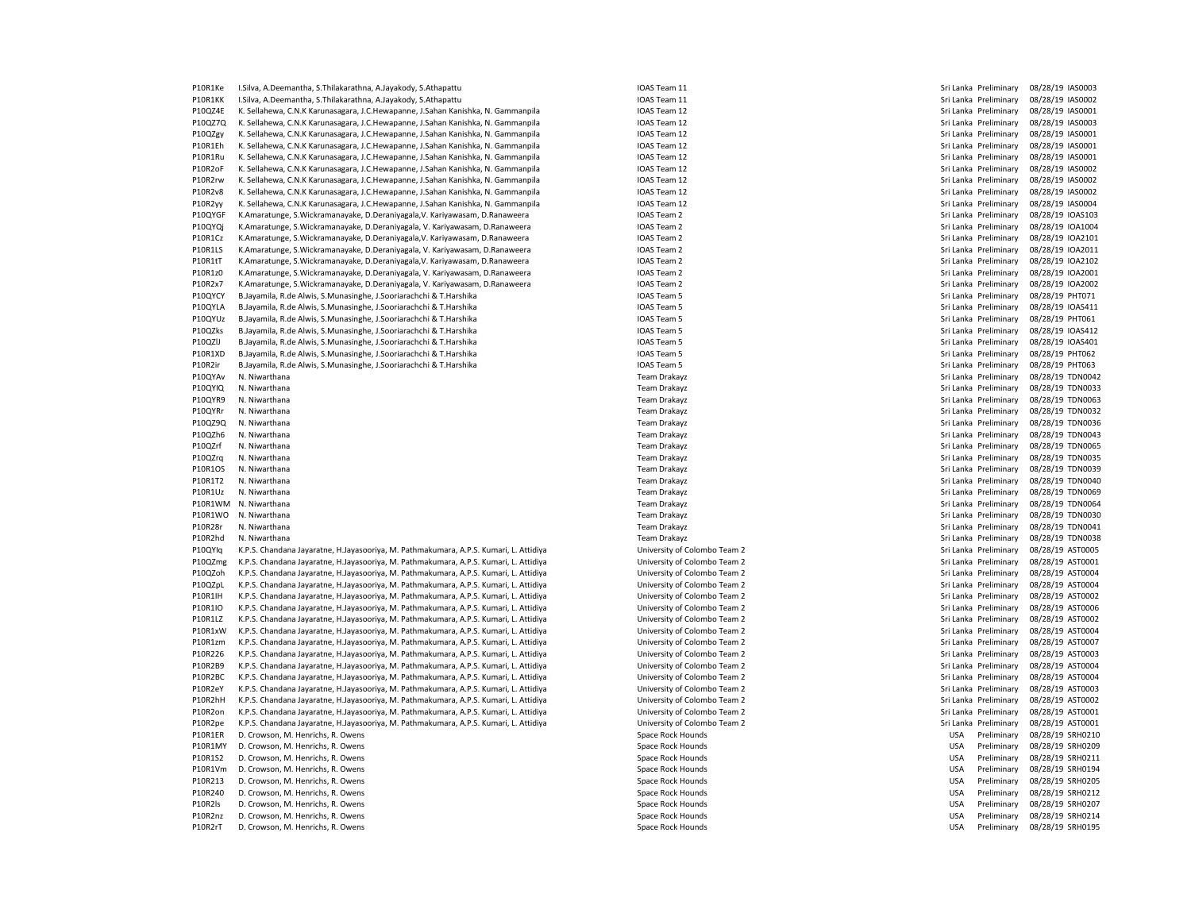| | | | | | | |
|---|---|---|---|---|---|---|
| P10R1Ke | I.Silva, A.Deemantha, S.Thilakarathna, A.Jayakody, S.Athapattu | IOAS Team 11 | Sri Lanka | Preliminary | 08/28/19 | IAS0003 |
| P10R1KK | I.Silva, A.Deemantha, S.Thilakarathna, A.Jayakody, S.Athapattu | IOAS Team 11 | Sri Lanka | Preliminary | 08/28/19 | IAS0002 |
| P10QZ4E | K. Sellahewa, C.N.K Karunasagara, J.C.Hewapanne, J.Sahan Kanishka, N. Gammanpila | IOAS Team 12 | Sri Lanka | Preliminary | 08/28/19 | IAS0001 |
| P10QZ7Q | K. Sellahewa, C.N.K Karunasagara, J.C.Hewapanne, J.Sahan Kanishka, N. Gammanpila | IOAS Team 12 | Sri Lanka | Preliminary | 08/28/19 | IAS0003 |
| P10QZgy | K. Sellahewa, C.N.K Karunasagara, J.C.Hewapanne, J.Sahan Kanishka, N. Gammanpila | IOAS Team 12 | Sri Lanka | Preliminary | 08/28/19 | IAS0001 |
| P10R1Eh | K. Sellahewa, C.N.K Karunasagara, J.C.Hewapanne, J.Sahan Kanishka, N. Gammanpila | IOAS Team 12 | Sri Lanka | Preliminary | 08/28/19 | IAS0001 |
| P10R1Ru | K. Sellahewa, C.N.K Karunasagara, J.C.Hewapanne, J.Sahan Kanishka, N. Gammanpila | IOAS Team 12 | Sri Lanka | Preliminary | 08/28/19 | IAS0001 |
| P10R2oF | K. Sellahewa, C.N.K Karunasagara, J.C.Hewapanne, J.Sahan Kanishka, N. Gammanpila | IOAS Team 12 | Sri Lanka | Preliminary | 08/28/19 | IAS0002 |
| P10R2rw | K. Sellahewa, C.N.K Karunasagara, J.C.Hewapanne, J.Sahan Kanishka, N. Gammanpila | IOAS Team 12 | Sri Lanka | Preliminary | 08/28/19 | IAS0002 |
| P10R2v8 | K. Sellahewa, C.N.K Karunasagara, J.C.Hewapanne, J.Sahan Kanishka, N. Gammanpila | IOAS Team 12 | Sri Lanka | Preliminary | 08/28/19 | IAS0002 |
| P10R2yy | K. Sellahewa, C.N.K Karunasagara, J.C.Hewapanne, J.Sahan Kanishka, N. Gammanpila | IOAS Team 12 | Sri Lanka | Preliminary | 08/28/19 | IAS0004 |
| P10QYGF | K.Amaratunge, S.Wickramanayake, D.Deraniyagala,V. Kariyawasam, D.Ranaweera | IOAS Team 2 | Sri Lanka | Preliminary | 08/28/19 | IOAS103 |
| P10QYQj | K.Amaratunge, S.Wickramanayake, D.Deraniyagala, V. Kariyawasam, D.Ranaweera | IOAS Team 2 | Sri Lanka | Preliminary | 08/28/19 | IOA1004 |
| P10R1Cz | K.Amaratunge, S.Wickramanayake, D.Deraniyagala,V. Kariyawasam, D.Ranaweera | IOAS Team 2 | Sri Lanka | Preliminary | 08/28/19 | IOA2101 |
| P10R1LS | K.Amaratunge, S.Wickramanayake, D.Deraniyagala, V. Kariyawasam, D.Ranaweera | IOAS Team 2 | Sri Lanka | Preliminary | 08/28/19 | IOA2011 |
| P10R1tT | K.Amaratunge, S.Wickramanayake, D.Deraniyagala,V. Kariyawasam, D.Ranaweera | IOAS Team 2 | Sri Lanka | Preliminary | 08/28/19 | IOA2102 |
| P10R1z0 | K.Amaratunge, S.Wickramanayake, D.Deraniyagala, V. Kariyawasam, D.Ranaweera | IOAS Team 2 | Sri Lanka | Preliminary | 08/28/19 | IOA2001 |
| P10R2x7 | K.Amaratunge, S.Wickramanayake, D.Deraniyagala, V. Kariyawasam, D.Ranaweera | IOAS Team 2 | Sri Lanka | Preliminary | 08/28/19 | IOA2002 |
| P10QYCY | B.Jayamila, R.de Alwis, S.Munasinghe, J.Sooriarachchi & T.Harshika | IOAS Team 5 | Sri Lanka | Preliminary | 08/28/19 | PHT071 |
| P10QYLA | B.Jayamila, R.de Alwis, S.Munasinghe, J.Sooriarachchi & T.Harshika | IOAS Team 5 | Sri Lanka | Preliminary | 08/28/19 | IOAS411 |
| P10QYUz | B.Jayamila, R.de Alwis, S.Munasinghe, J.Sooriarachchi & T.Harshika | IOAS Team 5 | Sri Lanka | Preliminary | 08/28/19 | PHT061 |
| P10QZks | B.Jayamila, R.de Alwis, S.Munasinghe, J.Sooriarachchi & T.Harshika | IOAS Team 5 | Sri Lanka | Preliminary | 08/28/19 | IOAS412 |
| P10QZlJ | B.Jayamila, R.de Alwis, S.Munasinghe, J.Sooriarachchi & T.Harshika | IOAS Team 5 | Sri Lanka | Preliminary | 08/28/19 | IOAS401 |
| P10R1XD | B.Jayamila, R.de Alwis, S.Munasinghe, J.Sooriarachchi & T.Harshika | IOAS Team 5 | Sri Lanka | Preliminary | 08/28/19 | PHT062 |
| P10R2ir | B.Jayamila, R.de Alwis, S.Munasinghe, J.Sooriarachchi & T.Harshika | IOAS Team 5 | Sri Lanka | Preliminary | 08/28/19 | PHT063 |
| P10QYAv | N. Niwarthana | Team Drakayz | Sri Lanka | Preliminary | 08/28/19 | TDN0042 |
| P10QYIQ | N. Niwarthana | Team Drakayz | Sri Lanka | Preliminary | 08/28/19 | TDN0033 |
| P10QYR9 | N. Niwarthana | Team Drakayz | Sri Lanka | Preliminary | 08/28/19 | TDN0063 |
| P10QYRr | N. Niwarthana | Team Drakayz | Sri Lanka | Preliminary | 08/28/19 | TDN0032 |
| P10QZ9Q | N. Niwarthana | Team Drakayz | Sri Lanka | Preliminary | 08/28/19 | TDN0036 |
| P10QZh6 | N. Niwarthana | Team Drakayz | Sri Lanka | Preliminary | 08/28/19 | TDN0043 |
| P10QZrf | N. Niwarthana | Team Drakayz | Sri Lanka | Preliminary | 08/28/19 | TDN0065 |
| P10QZrq | N. Niwarthana | Team Drakayz | Sri Lanka | Preliminary | 08/28/19 | TDN0035 |
| P10R1OS | N. Niwarthana | Team Drakayz | Sri Lanka | Preliminary | 08/28/19 | TDN0039 |
| P10R1T2 | N. Niwarthana | Team Drakayz | Sri Lanka | Preliminary | 08/28/19 | TDN0040 |
| P10R1Uz | N. Niwarthana | Team Drakayz | Sri Lanka | Preliminary | 08/28/19 | TDN0069 |
| P10R1WM | N. Niwarthana | Team Drakayz | Sri Lanka | Preliminary | 08/28/19 | TDN0064 |
| P10R1WO | N. Niwarthana | Team Drakayz | Sri Lanka | Preliminary | 08/28/19 | TDN0030 |
| P10R28r | N. Niwarthana | Team Drakayz | Sri Lanka | Preliminary | 08/28/19 | TDN0041 |
| P10R2hd | N. Niwarthana | Team Drakayz | Sri Lanka | Preliminary | 08/28/19 | TDN0038 |
| P10QYIq | K.P.S. Chandana Jayaratne, H.Jayasooriya, M. Pathmakumara, A.P.S. Kumari, L. Attidiya | University of Colombo Team 2 | Sri Lanka | Preliminary | 08/28/19 | AST0005 |
| P10QZmg | K.P.S. Chandana Jayaratne, H.Jayasooriya, M. Pathmakumara, A.P.S. Kumari, L. Attidiya | University of Colombo Team 2 | Sri Lanka | Preliminary | 08/28/19 | AST0001 |
| P10QZoh | K.P.S. Chandana Jayaratne, H.Jayasooriya, M. Pathmakumara, A.P.S. Kumari, L. Attidiya | University of Colombo Team 2 | Sri Lanka | Preliminary | 08/28/19 | AST0004 |
| P10QZpL | K.P.S. Chandana Jayaratne, H.Jayasooriya, M. Pathmakumara, A.P.S. Kumari, L. Attidiya | University of Colombo Team 2 | Sri Lanka | Preliminary | 08/28/19 | AST0004 |
| P10R1IH | K.P.S. Chandana Jayaratne, H.Jayasooriya, M. Pathmakumara, A.P.S. Kumari, L. Attidiya | University of Colombo Team 2 | Sri Lanka | Preliminary | 08/28/19 | AST0002 |
| P10R1IO | K.P.S. Chandana Jayaratne, H.Jayasooriya, M. Pathmakumara, A.P.S. Kumari, L. Attidiya | University of Colombo Team 2 | Sri Lanka | Preliminary | 08/28/19 | AST0006 |
| P10R1LZ | K.P.S. Chandana Jayaratne, H.Jayasooriya, M. Pathmakumara, A.P.S. Kumari, L. Attidiya | University of Colombo Team 2 | Sri Lanka | Preliminary | 08/28/19 | AST0002 |
| P10R1xW | K.P.S. Chandana Jayaratne, H.Jayasooriya, M. Pathmakumara, A.P.S. Kumari, L. Attidiya | University of Colombo Team 2 | Sri Lanka | Preliminary | 08/28/19 | AST0004 |
| P10R1zm | K.P.S. Chandana Jayaratne, H.Jayasooriya, M. Pathmakumara, A.P.S. Kumari, L. Attidiya | University of Colombo Team 2 | Sri Lanka | Preliminary | 08/28/19 | AST0007 |
| P10R226 | K.P.S. Chandana Jayaratne, H.Jayasooriya, M. Pathmakumara, A.P.S. Kumari, L. Attidiya | University of Colombo Team 2 | Sri Lanka | Preliminary | 08/28/19 | AST0003 |
| P10R2B9 | K.P.S. Chandana Jayaratne, H.Jayasooriya, M. Pathmakumara, A.P.S. Kumari, L. Attidiya | University of Colombo Team 2 | Sri Lanka | Preliminary | 08/28/19 | AST0004 |
| P10R2BC | K.P.S. Chandana Jayaratne, H.Jayasooriya, M. Pathmakumara, A.P.S. Kumari, L. Attidiya | University of Colombo Team 2 | Sri Lanka | Preliminary | 08/28/19 | AST0004 |
| P10R2eY | K.P.S. Chandana Jayaratne, H.Jayasooriya, M. Pathmakumara, A.P.S. Kumari, L. Attidiya | University of Colombo Team 2 | Sri Lanka | Preliminary | 08/28/19 | AST0003 |
| P10R2hH | K.P.S. Chandana Jayaratne, H.Jayasooriya, M. Pathmakumara, A.P.S. Kumari, L. Attidiya | University of Colombo Team 2 | Sri Lanka | Preliminary | 08/28/19 | AST0002 |
| P10R2on | K.P.S. Chandana Jayaratne, H.Jayasooriya, M. Pathmakumara, A.P.S. Kumari, L. Attidiya | University of Colombo Team 2 | Sri Lanka | Preliminary | 08/28/19 | AST0001 |
| P10R2pe | K.P.S. Chandana Jayaratne, H.Jayasooriya, M. Pathmakumara, A.P.S. Kumari, L. Attidiya | University of Colombo Team 2 | Sri Lanka | Preliminary | 08/28/19 | AST0001 |
| P10R1ER | D. Crowson, M. Henrichs, R. Owens | Space Rock Hounds | USA | Preliminary | 08/28/19 | SRH0210 |
| P10R1MY | D. Crowson, M. Henrichs, R. Owens | Space Rock Hounds | USA | Preliminary | 08/28/19 | SRH0209 |
| P10R1S2 | D. Crowson, M. Henrichs, R. Owens | Space Rock Hounds | USA | Preliminary | 08/28/19 | SRH0211 |
| P10R1Vm | D. Crowson, M. Henrichs, R. Owens | Space Rock Hounds | USA | Preliminary | 08/28/19 | SRH0194 |
| P10R213 | D. Crowson, M. Henrichs, R. Owens | Space Rock Hounds | USA | Preliminary | 08/28/19 | SRH0205 |
| P10R240 | D. Crowson, M. Henrichs, R. Owens | Space Rock Hounds | USA | Preliminary | 08/28/19 | SRH0212 |
| P10R2ls | D. Crowson, M. Henrichs, R. Owens | Space Rock Hounds | USA | Preliminary | 08/28/19 | SRH0207 |
| P10R2nz | D. Crowson, M. Henrichs, R. Owens | Space Rock Hounds | USA | Preliminary | 08/28/19 | SRH0214 |
| P10R2rT | D. Crowson, M. Henrichs, R. Owens | Space Rock Hounds | USA | Preliminary | 08/28/19 | SRH0195 |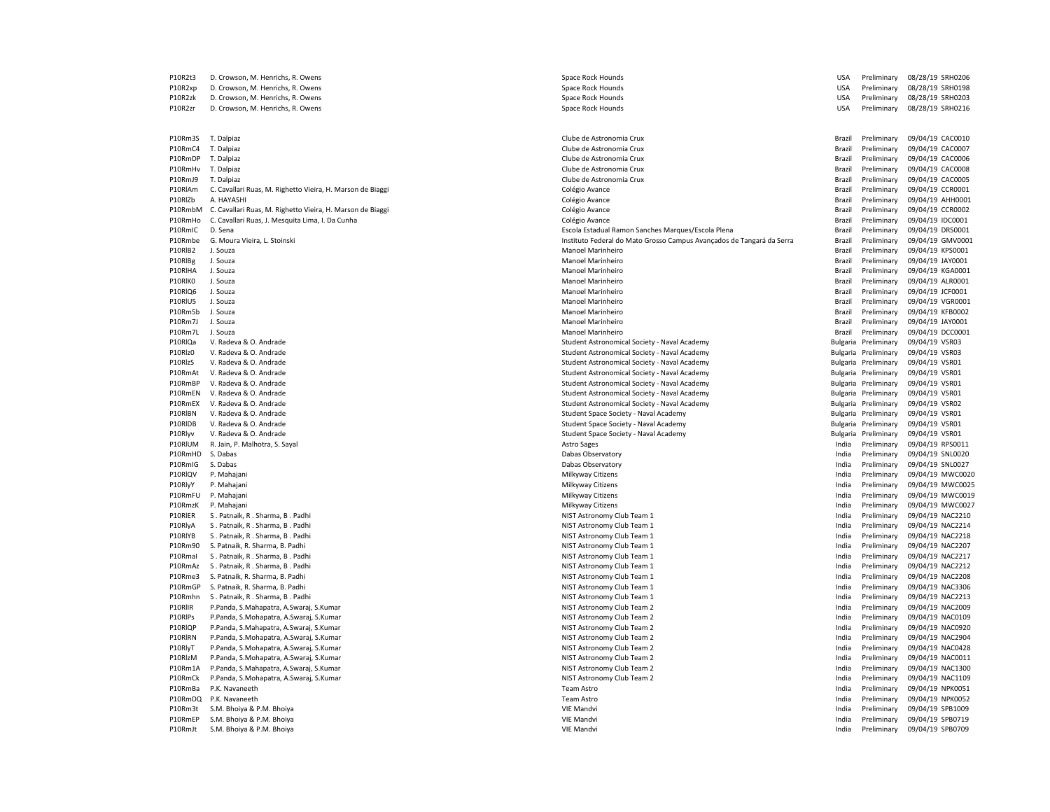| | | | | | | |
|---|---|---|---|---|---|---|
| P10R2t3 | D. Crowson, M. Henrichs, R. Owens | Space Rock Hounds | USA | Preliminary | 08/28/19 | SRH0206 |
| P10R2xp | D. Crowson, M. Henrichs, R. Owens | Space Rock Hounds | USA | Preliminary | 08/28/19 | SRH0198 |
| P10R2zk | D. Crowson, M. Henrichs, R. Owens | Space Rock Hounds | USA | Preliminary | 08/28/19 | SRH0203 |
| P10R2zr | D. Crowson, M. Henrichs, R. Owens | Space Rock Hounds | USA | Preliminary | 08/28/19 | SRH0216 |
| | | | | | | |
| P10Rm3S | T. Dalpiaz | Clube de Astronomia Crux | Brazil | Preliminary | 09/04/19 | CAC0010 |
| P10RmC4 | T. Dalpiaz | Clube de Astronomia Crux | Brazil | Preliminary | 09/04/19 | CAC0007 |
| P10RmDP | T. Dalpiaz | Clube de Astronomia Crux | Brazil | Preliminary | 09/04/19 | CAC0006 |
| P10RmHv | T. Dalpiaz | Clube de Astronomia Crux | Brazil | Preliminary | 09/04/19 | CAC0008 |
| P10RmJ9 | T. Dalpiaz | Clube de Astronomia Crux | Brazil | Preliminary | 09/04/19 | CAC0005 |
| P10RlAm | C. Cavallari Ruas, M. Righetto Vieira, H. Marson de Biaggi | Colégio Avance | Brazil | Preliminary | 09/04/19 | CCR0001 |
| P10RlZb | A. HAYASHI | Colégio Avance | Brazil | Preliminary | 09/04/19 | AHH0001 |
| P10RmbM | C. Cavallari Ruas, M. Righetto Vieira, H. Marson de Biaggi | Colégio Avance | Brazil | Preliminary | 09/04/19 | CCR0002 |
| P10RmHo | C. Cavallari Ruas, J. Mesquita Lima, I. Da Cunha | Colégio Avance | Brazil | Preliminary | 09/04/19 | IDC0001 |
| P10RmIC | D. Sena | Escola Estadual Ramon Sanches Marques/Escola Plena | Brazil | Preliminary | 09/04/19 | DRS0001 |
| P10Rmbe | G. Moura Vieira, L. Stoinski | Instituto Federal do Mato Grosso Campus Avançados de Tangará da Serra | Brazil | Preliminary | 09/04/19 | GMV0001 |
| P10RlB2 | J. Souza | Manoel Marinheiro | Brazil | Preliminary | 09/04/19 | KPS0001 |
| P10RlBg | J. Souza | Manoel Marinheiro | Brazil | Preliminary | 09/04/19 | JAY0001 |
| P10RlHA | J. Souza | Manoel Marinheiro | Brazil | Preliminary | 09/04/19 | KGA0001 |
| P10RlK0 | J. Souza | Manoel Marinheiro | Brazil | Preliminary | 09/04/19 | ALR0001 |
| P10RlQ6 | J. Souza | Manoel Marinheiro | Brazil | Preliminary | 09/04/19 | JCF0001 |
| P10RlU5 | J. Souza | Manoel Marinheiro | Brazil | Preliminary | 09/04/19 | VGR0001 |
| P10Rm5b | J. Souza | Manoel Marinheiro | Brazil | Preliminary | 09/04/19 | KFB0002 |
| P10Rm7J | J. Souza | Manoel Marinheiro | Brazil | Preliminary | 09/04/19 | JAY0001 |
| P10Rm7L | J. Souza | Manoel Marinheiro | Brazil | Preliminary | 09/04/19 | DCC0001 |
| P10RlQa | V. Radeva & O. Andrade | Student Astronomical Society - Naval Academy | Bulgaria | Preliminary | 09/04/19 | VSR03 |
| P10Rlz0 | V. Radeva & O. Andrade | Student Astronomical Society - Naval Academy | Bulgaria | Preliminary | 09/04/19 | VSR03 |
| P10RlzS | V. Radeva & O. Andrade | Student Astronomical Society - Naval Academy | Bulgaria | Preliminary | 09/04/19 | VSR01 |
| P10RmAt | V. Radeva & O. Andrade | Student Astronomical Society - Naval Academy | Bulgaria | Preliminary | 09/04/19 | VSR01 |
| P10RmBP | V. Radeva & O. Andrade | Student Astronomical Society - Naval Academy | Bulgaria | Preliminary | 09/04/19 | VSR01 |
| P10RmEN | V. Radeva & O. Andrade | Student Astronomical Society - Naval Academy | Bulgaria | Preliminary | 09/04/19 | VSR01 |
| P10RmEX | V. Radeva & O. Andrade | Student Astronomical Society - Naval Academy | Bulgaria | Preliminary | 09/04/19 | VSR02 |
| P10RlBN | V. Radeva & O. Andrade | Student Space Society - Naval Academy | Bulgaria | Preliminary | 09/04/19 | VSR01 |
| P10RlDB | V. Radeva & O. Andrade | Student Space Society - Naval Academy | Bulgaria | Preliminary | 09/04/19 | VSR01 |
| P10Rlyv | V. Radeva & O. Andrade | Student Space Society - Naval Academy | Bulgaria | Preliminary | 09/04/19 | VSR01 |
| P10RlUM | R. Jain, P. Malhotra, S. Sayal | Astro Sages | India | Preliminary | 09/04/19 | RPS0011 |
| P10RmHD | S. Dabas | Dabas Observatory | India | Preliminary | 09/04/19 | SNL0020 |
| P10RmIG | S. Dabas | Dabas Observatory | India | Preliminary | 09/04/19 | SNL0027 |
| P10RlQV | P. Mahajani | Milkyway Citizens | India | Preliminary | 09/04/19 | MWC0020 |
| P10RlyY | P. Mahajani | Milkyway Citizens | India | Preliminary | 09/04/19 | MWC0025 |
| P10RmFU | P. Mahajani | Milkyway Citizens | India | Preliminary | 09/04/19 | MWC0019 |
| P10RmzK | P. Mahajani | Milkyway Citizens | India | Preliminary | 09/04/19 | MWC0027 |
| P10RlER | S . Patnaik, R . Sharma, B . Padhi | NIST Astronomy Club Team 1 | India | Preliminary | 09/04/19 | NAC2210 |
| P10RlyA | S . Patnaik, R . Sharma, B . Padhi | NIST Astronomy Club Team 1 | India | Preliminary | 09/04/19 | NAC2214 |
| P10RlYB | S . Patnaik, R . Sharma, B . Padhi | NIST Astronomy Club Team 1 | India | Preliminary | 09/04/19 | NAC2218 |
| P10Rm90 | S. Patnaik, R. Sharma, B. Padhi | NIST Astronomy Club Team 1 | India | Preliminary | 09/04/19 | NAC2207 |
| P10RmaI | S . Patnaik, R . Sharma, B . Padhi | NIST Astronomy Club Team 1 | India | Preliminary | 09/04/19 | NAC2217 |
| P10RmAz | S . Patnaik, R . Sharma, B . Padhi | NIST Astronomy Club Team 1 | India | Preliminary | 09/04/19 | NAC2212 |
| P10Rme3 | S. Patnaik, R. Sharma, B. Padhi | NIST Astronomy Club Team 1 | India | Preliminary | 09/04/19 | NAC2208 |
| P10RmGP | S. Patnaik, R. Sharma, B. Padhi | NIST Astronomy Club Team 1 | India | Preliminary | 09/04/19 | NAC3306 |
| P10Rmhn | S . Patnaik, R . Sharma, B . Padhi | NIST Astronomy Club Team 1 | India | Preliminary | 09/04/19 | NAC2213 |
| P10RlIR | P.Panda, S.Mahapatra, A.Swaraj, S.Kumar | NIST Astronomy Club Team 2 | India | Preliminary | 09/04/19 | NAC2009 |
| P10RlPs | P.Panda, S.Mohapatra, A.Swaraj, S.Kumar | NIST Astronomy Club Team 2 | India | Preliminary | 09/04/19 | NAC0109 |
| P10RlQP | P.Panda, S.Mahapatra, A.Swaraj, S.Kumar | NIST Astronomy Club Team 2 | India | Preliminary | 09/04/19 | NAC0920 |
| P10RlRN | P.Panda, S.Mohapatra, A.Swaraj, S.Kumar | NIST Astronomy Club Team 2 | India | Preliminary | 09/04/19 | NAC2904 |
| P10RlyT | P.Panda, S.Mohapatra, A.Swaraj, S.Kumar | NIST Astronomy Club Team 2 | India | Preliminary | 09/04/19 | NAC0428 |
| P10RlzM | P.Panda, S.Mohapatra, A.Swaraj, S.Kumar | NIST Astronomy Club Team 2 | India | Preliminary | 09/04/19 | NAC0011 |
| P10Rm1A | P.Panda, S.Mahapatra, A.Swaraj, S.Kumar | NIST Astronomy Club Team 2 | India | Preliminary | 09/04/19 | NAC1300 |
| P10RmCk | P.Panda, S.Mohapatra, A.Swaraj, S.Kumar | NIST Astronomy Club Team 2 | India | Preliminary | 09/04/19 | NAC1109 |
| P10RmBa | P.K. Navaneeth | Team Astro | India | Preliminary | 09/04/19 | NPK0051 |
| P10RmDQ | P.K. Navaneeth | Team Astro | India | Preliminary | 09/04/19 | NPK0052 |
| P10Rm3t | S.M. Bhoiya & P.M. Bhoiya | VIE Mandvi | India | Preliminary | 09/04/19 | SPB1009 |
| P10RmEP | S.M. Bhoiya & P.M. Bhoiya | VIE Mandvi | India | Preliminary | 09/04/19 | SPB0719 |
| P10RmJt | S.M. Bhoiya & P.M. Bhoiya | VIE Mandvi | India | Preliminary | 09/04/19 | SPB0709 |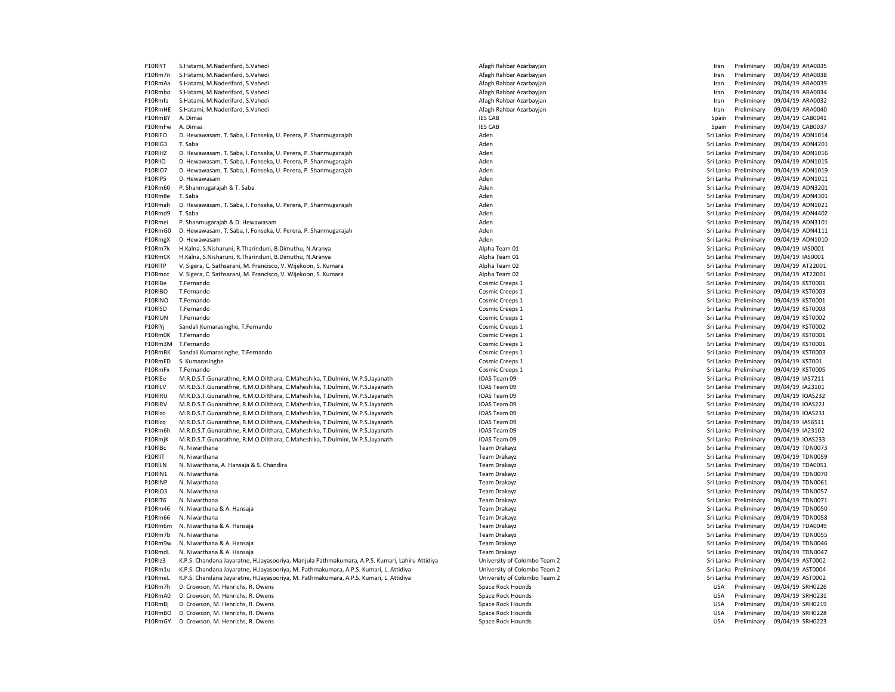| | | | | | |
|---|---|---|---|---|---|
| P10RlYT | S.Hatami, M.Naderifard, S.Vahedi | Afagh Rahbar Azarbayjan | Iran | Preliminary | 09/04/19 ARA0035 |
| P10Rm7n | S.Hatami, M.Naderifard, S.Vahedi | Afagh Rahbar Azarbayjan | Iran | Preliminary | 09/04/19 ARA0038 |
| P10RmAa | S.Hatami, M.Naderifard, S.Vahedi | Afagh Rahbar Azarbayjan | Iran | Preliminary | 09/04/19 ARA0039 |
| P10Rmbo | S.Hatami, M.Naderifard, S.Vahedi | Afagh Rahbar Azarbayjan | Iran | Preliminary | 09/04/19 ARA0034 |
| P10Rmfa | S.Hatami, M.Naderifard, S.Vahedi | Afagh Rahbar Azarbayjan | Iran | Preliminary | 09/04/19 ARA0032 |
| P10RmHE | S.Hatami, M.Naderifard, S.Vahedi | Afagh Rahbar Azarbayjan | Iran | Preliminary | 09/04/19 ARA0040 |
| P10RmBY | A. Dimas | IES CAB | Spain | Preliminary | 09/04/19 CAB0041 |
| P10RmFw | A. Dimas | IES CAB | Spain | Preliminary | 09/04/19 CAB0037 |
| P10RlFO | D. Hewawasam, T. Saba, I. Fonseka, U. Perera, P. Shanmugarajah | Aden | Sri Lanka | Preliminary | 09/04/19 ADN1014 |
| P10RlG3 | T. Saba | Aden | Sri Lanka | Preliminary | 09/04/19 ADN4201 |
| P10RlHZ | D. Hewawasam, T. Saba, I. Fonseka, U. Perera, P. Shanmugarajah | Aden | Sri Lanka | Preliminary | 09/04/19 ADN1016 |
| P10RlIO | D. Hewawasam, T. Saba, I. Fonseka, U. Perera, P. Shanmugarajah | Aden | Sri Lanka | Preliminary | 09/04/19 ADN1015 |
| P10RlO7 | D. Hewawasam, T. Saba, I. Fonseka, U. Perera, P. Shanmugarajah | Aden | Sri Lanka | Preliminary | 09/04/19 ADN1019 |
| P10RlP5 | D. Hewawasam | Aden | Sri Lanka | Preliminary | 09/04/19 ADN1011 |
| P10Rm60 | P. Shanmugarajah & T. Saba | Aden | Sri Lanka | Preliminary | 09/04/19 ADN3201 |
| P10Rm8e | T. Saba | Aden | Sri Lanka | Preliminary | 09/04/19 ADN4301 |
| P10Rmah | D. Hewawasam, T. Saba, I. Fonseka, U. Perera, P. Shanmugarajah | Aden | Sri Lanka | Preliminary | 09/04/19 ADN1021 |
| P10Rmd9 | T. Saba | Aden | Sri Lanka | Preliminary | 09/04/19 ADN4402 |
| P10Rmei | P. Shanmugarajah & D. Hewawasam | Aden | Sri Lanka | Preliminary | 09/04/19 ADN3101 |
| P10RmG0 | D. Hewawasam, T. Saba, I. Fonseka, U. Perera, P. Shanmugarajah | Aden | Sri Lanka | Preliminary | 09/04/19 ADN4111 |
| P10RmgX | D. Hewawasam | Aden | Sri Lanka | Preliminary | 09/04/19 ADN1010 |
| P10Rm7k | H.Kalna, S.Nisharuni, R.Tharinduni, B.Dimuthu, N.Aranya | Alpha Team 01 | Sri Lanka | Preliminary | 09/04/19 IAS0001 |
| P10RmCK | H.Kalna, S.Nisharuni, R.Tharinduni, B.Dimuthu, N.Aranya | Alpha Team 01 | Sri Lanka | Preliminary | 09/04/19 IAS0001 |
| P10RlTP | V. Sigera, C. Sathsarani, M. Francisco, V. Wijekoon, S. Kumara | Alpha Team 02 | Sri Lanka | Preliminary | 09/04/19 AT22001 |
| P10Rmcc | V. Sigera, C. Sathsarani, M. Francisco, V. Wijekoon, S. Kumara | Alpha Team 02 | Sri Lanka | Preliminary | 09/04/19 AT22001 |
| P10RlBe | T.Fernando | Cosmic Creeps 1 | Sri Lanka | Preliminary | 09/04/19 KST0001 |
| P10RlBO | T.Fernando | Cosmic Creeps 1 | Sri Lanka | Preliminary | 09/04/19 KST0003 |
| P10RlNO | T.Fernando | Cosmic Creeps 1 | Sri Lanka | Preliminary | 09/04/19 KST0001 |
| P10RlSD | T.Fernando | Cosmic Creeps 1 | Sri Lanka | Preliminary | 09/04/19 KST0003 |
| P10RlUN | T.Fernando | Cosmic Creeps 1 | Sri Lanka | Preliminary | 09/04/19 KST0002 |
| P10RlYj | Sandali Kumarasinghe, T.Fernando | Cosmic Creeps 1 | Sri Lanka | Preliminary | 09/04/19 KST0002 |
| P10Rm0K | T.Fernando | Cosmic Creeps 1 | Sri Lanka | Preliminary | 09/04/19 KST0001 |
| P10Rm3M | T.Fernando | Cosmic Creeps 1 | Sri Lanka | Preliminary | 09/04/19 KST0001 |
| P10RmBK | Sandali Kumarasinghe, T.Fernando | Cosmic Creeps 1 | Sri Lanka | Preliminary | 09/04/19 KST0003 |
| P10RmED | S. Kumarasinghe | Cosmic Creeps 1 | Sri Lanka | Preliminary | 09/04/19 KST001 |
| P10RmFx | T.Fernando | Cosmic Creeps 1 | Sri Lanka | Preliminary | 09/04/19 KST0005 |
| P10RlEe | M.R.D.S.T.Gunarathne, R.M.O.Dilthara, C.Maheshika, T.Dulmini, W.P.S.Jayanath | IOAS Team 09 | Sri Lanka | Preliminary | 09/04/19 IAS7211 |
| P10RlLV | M.R.D.S.T.Gunarathne, R.M.O.Dilthara, C.Maheshika, T.Dulmini, W.P.S.Jayanath | IOAS Team 09 | Sri Lanka | Preliminary | 09/04/19 IA23101 |
| P10RlRU | M.R.D.S.T.Gunarathne, R.M.O.Dilthara, C.Maheshika, T.Dulmini, W.P.S.Jayanath | IOAS Team 09 | Sri Lanka | Preliminary | 09/04/19 IOAS232 |
| P10RlRV | M.R.D.S.T.Gunarathne, R.M.O.Dilthara, C.Maheshika, T.Dulmini, W.P.S.Jayanath | IOAS Team 09 | Sri Lanka | Preliminary | 09/04/19 IOAS221 |
| P10Rlzc | M.R.D.S.T.Gunarathne, R.M.O.Dilthara, C.Maheshika, T.Dulmini, W.P.S.Jayanath | IOAS Team 09 | Sri Lanka | Preliminary | 09/04/19 IOAS231 |
| P10Rlzq | M.R.D.S.T.Gunarathne, R.M.O.Dilthara, C.Maheshika, T.Dulmini, W.P.S.Jayanath | IOAS Team 09 | Sri Lanka | Preliminary | 09/04/19 IAS6511 |
| P10Rm6h | M.R.D.S.T.Gunarathne, R.M.O.Dilthara, C.Maheshika, T.Dulmini, W.P.S.Jayanath | IOAS Team 09 | Sri Lanka | Preliminary | 09/04/19 IA23102 |
| P10RmjK | M.R.D.S.T.Gunarathne, R.M.O.Dilthara, C.Maheshika, T.Dulmini, W.P.S.Jayanath | IOAS Team 09 | Sri Lanka | Preliminary | 09/04/19 IOAS233 |
| P10RlBc | N. Niwarthana | Team Drakayz | Sri Lanka | Preliminary | 09/04/19 TDN0073 |
| P10RlIT | N. Niwarthana | Team Drakayz | Sri Lanka | Preliminary | 09/04/19 TDN0059 |
| P10RlLN | N. Niwarthana, A. Hansaja & S. Chandira | Team Drakayz | Sri Lanka | Preliminary | 09/04/19 TDA0051 |
| P10RlN1 | N. Niwarthana | Team Drakayz | Sri Lanka | Preliminary | 09/04/19 TDN0070 |
| P10RlNP | N. Niwarthana | Team Drakayz | Sri Lanka | Preliminary | 09/04/19 TDN0061 |
| P10RlO3 | N. Niwarthana | Team Drakayz | Sri Lanka | Preliminary | 09/04/19 TDN0057 |
| P10RlT6 | N. Niwarthana | Team Drakayz | Sri Lanka | Preliminary | 09/04/19 TDN0071 |
| P10Rm46 | N. Niwarthana & A. Hansaja | Team Drakayz | Sri Lanka | Preliminary | 09/04/19 TDN0050 |
| P10Rm66 | N. Niwarthana | Team Drakayz | Sri Lanka | Preliminary | 09/04/19 TDN0058 |
| P10Rm6m | N. Niwarthana & A. Hansaja | Team Drakayz | Sri Lanka | Preliminary | 09/04/19 TDA0049 |
| P10Rm7b | N. Niwarthana | Team Drakayz | Sri Lanka | Preliminary | 09/04/19 TDN0055 |
| P10Rm9w | N. Niwarthana & A. Hansaja | Team Drakayz | Sri Lanka | Preliminary | 09/04/19 TDN0046 |
| P10RmdL | N. Niwarthana & A. Hansaja | Team Drakayz | Sri Lanka | Preliminary | 09/04/19 TDN0047 |
| P10Rlz3 | K.P.S. Chandana Jayaratne, H.Jayasooriya, Manjula Pathmakumara, A.P.S. Kumari, Lahiru Attidiya | University of Colombo Team 2 | Sri Lanka | Preliminary | 09/04/19 AST0002 |
| P10Rm1u | K.P.S. Chandana Jayaratne, H.Jayasooriya, M. Pathmakumara, A.P.S. Kumari, L. Attidiya | University of Colombo Team 2 | Sri Lanka | Preliminary | 09/04/19 AST0004 |
| P10RmeL | K.P.S. Chandana Jayaratne, H.Jayasooriya, M. Pathmakumara, A.P.S. Kumari, L. Attidiya | University of Colombo Team 2 | Sri Lanka | Preliminary | 09/04/19 AST0002 |
| P10Rm7h | D. Crowson, M. Henrichs, R. Owens | Space Rock Hounds | USA | Preliminary | 09/04/19 SRH0226 |
| P10RmA0 | D. Crowson, M. Henrichs, R. Owens | Space Rock Hounds | USA | Preliminary | 09/04/19 SRH0231 |
| P10RmBj | D. Crowson, M. Henrichs, R. Owens | Space Rock Hounds | USA | Preliminary | 09/04/19 SRH0219 |
| P10RmBO | D. Crowson, M. Henrichs, R. Owens | Space Rock Hounds | USA | Preliminary | 09/04/19 SRH0228 |
| P10RmGY | D. Crowson, M. Henrichs, R. Owens | Space Rock Hounds | USA | Preliminary | 09/04/19 SRH0223 |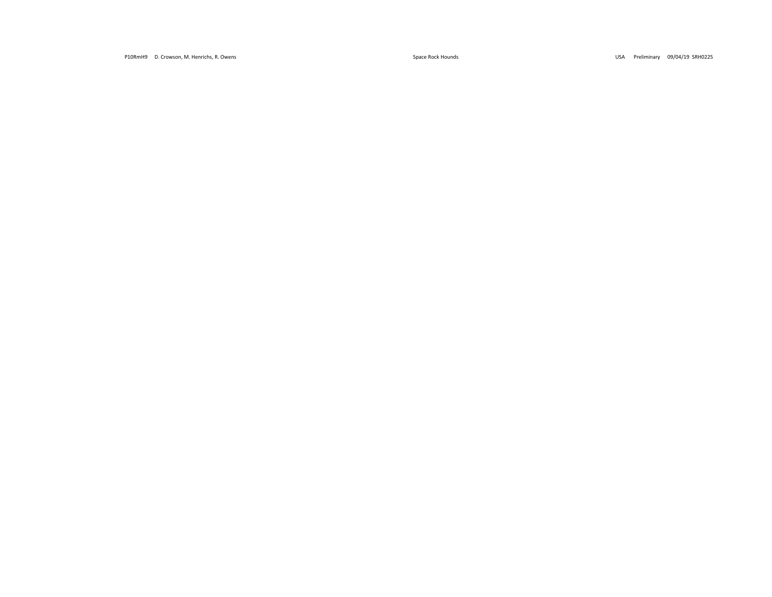P10RmH9 D. Crowson, M. Henrichs, R. Owens Space Rock Hounds USA Preliminary 09/04/19 SRH0225